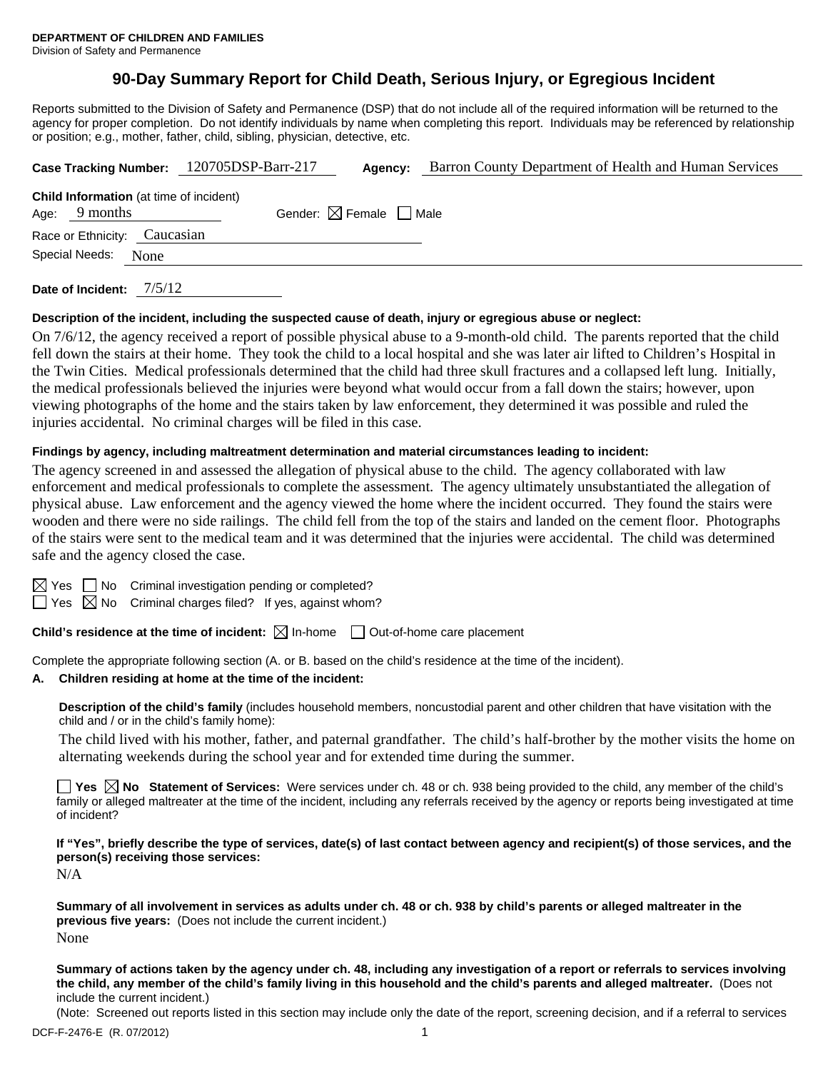**DEPARTMENT OF CHILDREN AND FAMILIES**
Division of Safety and Permanence

# 90-Day Summary Report for Child Death, Serious Injury, or Egregious Incident

Reports submitted to the Division of Safety and Permanence (DSP) that do not include all of the required information will be returned to the agency for proper completion. Do not identify individuals by name when completing this report. Individuals may be referenced by relationship or position; e.g., mother, father, child, sibling, physician, detective, etc.

**Case Tracking Number:** 120705DSP-Barr-217 **Agency:** Barron County Department of Health and Human Services

**Child Information** (at time of incident)
Age: 9 months Gender: ☒ Female ☐ Male
Race or Ethnicity: Caucasian
Special Needs: None

**Date of Incident:** 7/5/12

**Description of the incident, including the suspected cause of death, injury or egregious abuse or neglect:**

On 7/6/12, the agency received a report of possible physical abuse to a 9-month-old child. The parents reported that the child fell down the stairs at their home. They took the child to a local hospital and she was later air lifted to Children's Hospital in the Twin Cities. Medical professionals determined that the child had three skull fractures and a collapsed left lung. Initially, the medical professionals believed the injuries were beyond what would occur from a fall down the stairs; however, upon viewing photographs of the home and the stairs taken by law enforcement, they determined it was possible and ruled the injuries accidental. No criminal charges will be filed in this case.

**Findings by agency, including maltreatment determination and material circumstances leading to incident:**

The agency screened in and assessed the allegation of physical abuse to the child. The agency collaborated with law enforcement and medical professionals to complete the assessment. The agency ultimately unsubstantiated the allegation of physical abuse. Law enforcement and the agency viewed the home where the incident occurred. They found the stairs were wooden and there were no side railings. The child fell from the top of the stairs and landed on the cement floor. Photographs of the stairs were sent to the medical team and it was determined that the injuries were accidental. The child was determined safe and the agency closed the case.

☒ Yes ☐ No Criminal investigation pending or completed?
☐ Yes ☒ No Criminal charges filed? If yes, against whom?

**Child's residence at the time of incident:** ☒ In-home ☐ Out-of-home care placement

Complete the appropriate following section (A. or B. based on the child's residence at the time of the incident).

**A. Children residing at home at the time of the incident:**

**Description of the child's family** (includes household members, noncustodial parent and other children that have visitation with the child and / or in the child's family home):

The child lived with his mother, father, and paternal grandfather. The child's half-brother by the mother visits the home on alternating weekends during the school year and for extended time during the summer.

☐ **Yes** ☒ **No Statement of Services:** Were services under ch. 48 or ch. 938 being provided to the child, any member of the child's family or alleged maltreater at the time of the incident, including any referrals received by the agency or reports being investigated at time of incident?

**If "Yes", briefly describe the type of services, date(s) of last contact between agency and recipient(s) of those services, and the person(s) receiving those services:**

N/A

**Summary of all involvement in services as adults under ch. 48 or ch. 938 by child's parents or alleged maltreater in the previous five years:** (Does not include the current incident.)

None

**Summary of actions taken by the agency under ch. 48, including any investigation of a report or referrals to services involving the child, any member of the child's family living in this household and the child's parents and alleged maltreater.** (Does not include the current incident.)
(Note: Screened out reports listed in this section may include only the date of the report, screening decision, and if a referral to services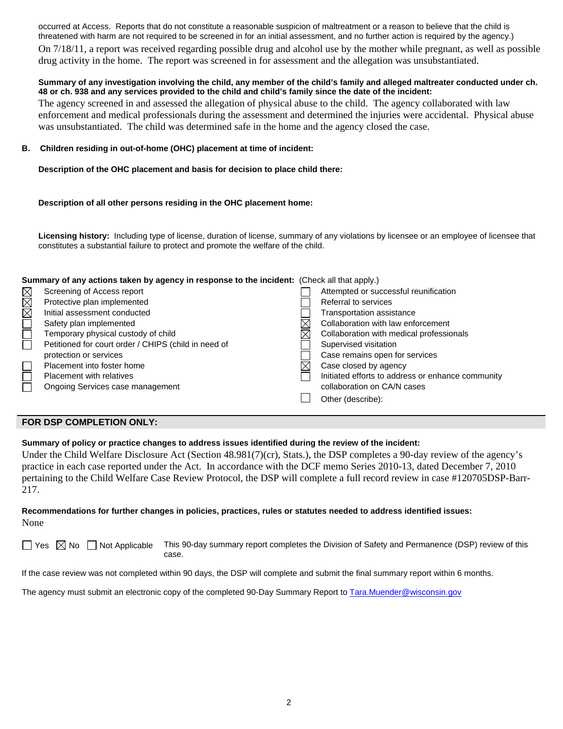occurred at Access. Reports that do not constitute a reasonable suspicion of maltreatment or a reason to believe that the child is threatened with harm are not required to be screened in for an initial assessment, and no further action is required by the agency.)

On 7/18/11, a report was received regarding possible drug and alcohol use by the mother while pregnant, as well as possible drug activity in the home. The report was screened in for assessment and the allegation was unsubstantiated.

**Summary of any investigation involving the child, any member of the child's family and alleged maltreater conducted under ch. 48 or ch. 938 and any services provided to the child and child's family since the date of the incident:**

The agency screened in and assessed the allegation of physical abuse to the child. The agency collaborated with law enforcement and medical professionals during the assessment and determined the injuries were accidental. Physical abuse was unsubstantiated. The child was determined safe in the home and the agency closed the case.

**B. Children residing in out-of-home (OHC) placement at time of incident:**

**Description of the OHC placement and basis for decision to place child there:**

**Description of all other persons residing in the OHC placement home:**

**Licensing history:** Including type of license, duration of license, summary of any violations by licensee or an employee of licensee that constitutes a substantial failure to protect and promote the welfare of the child.

**Summary of any actions taken by agency in response to the incident:** (Check all that apply.)

| | | | |
|---|---|---|---|
| ☒ | Screening of Access report | ☐ | Attempted or successful reunification |
| ☒ | Protective plan implemented | ☐ | Referral to services |
| ☒ | Initial assessment conducted | ☐ | Transportation assistance |
| ☐ | Safety plan implemented | ☒ | Collaboration with law enforcement |
| ☐ | Temporary physical custody of child | ☒ | Collaboration with medical professionals |
| ☐ | Petitioned for court order / CHIPS (child in need of protection or services | ☐ | Supervised visitation |
| | | ☐ | Case remains open for services |
| ☐ | Placement into foster home | ☒ | Case closed by agency |
| ☐ | Placement with relatives | ☐ | Initiated efforts to address or enhance community collaboration on CA/N cases |
| ☐ | Ongoing Services case management | ☐ | Other (describe): |

## FOR DSP COMPLETION ONLY:

**Summary of policy or practice changes to address issues identified during the review of the incident:**

Under the Child Welfare Disclosure Act (Section 48.981(7)(cr), Stats.), the DSP completes a 90-day review of the agency's practice in each case reported under the Act. In accordance with the DCF memo Series 2010-13, dated December 7, 2010 pertaining to the Child Welfare Case Review Protocol, the DSP will complete a full record review in case #120705DSP-Barr-217.

**Recommendations for further changes in policies, practices, rules or statutes needed to address identified issues:**

None

☐ Yes ☒ No ☐ Not Applicable This 90-day summary report completes the Division of Safety and Permanence (DSP) review of this case.

If the case review was not completed within 90 days, the DSP will complete and submit the final summary report within 6 months.

The agency must submit an electronic copy of the completed 90-Day Summary Report to Tara.Muender@wisconsin.gov